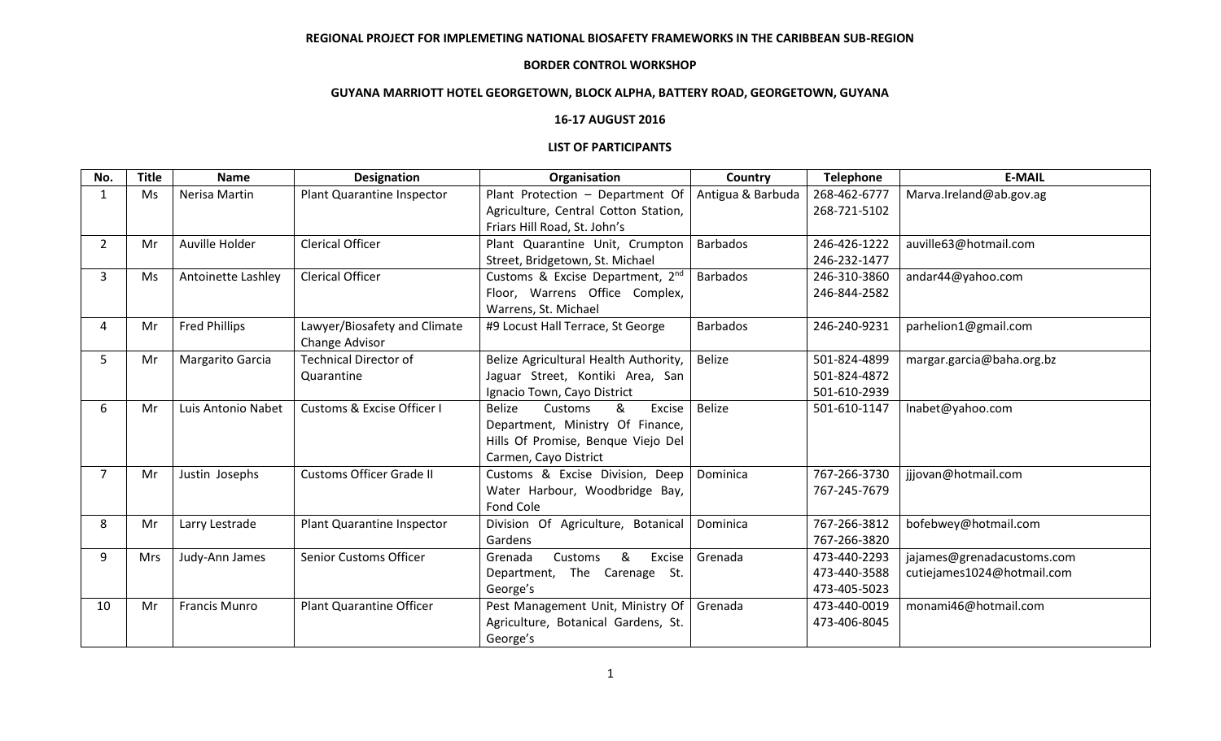**REGIONAL PROJECT FOR IMPLEMETING NATIONAL BIOSAFETY FRAMEWORKS IN THE CARIBBEAN SUB-REGION**

**BORDER CONTROL WORKSHOP**

**GUYANA MARRIOTT HOTEL GEORGETOWN, BLOCK ALPHA, BATTERY ROAD, GEORGETOWN, GUYANA**

**16-17 AUGUST 2016**

**LIST OF PARTICIPANTS**

| No. | Title | Name | Designation | Organisation | Country | Telephone | E-MAIL |
|---|---|---|---|---|---|---|---|
| 1 | Ms | Nerisa Martin | Plant Quarantine Inspector | Plant Protection – Department Of Agriculture, Central Cotton Station, Friars Hill Road, St. John's | Antigua & Barbuda | 268-462-6777<br>268-721-5102 | Marva.Ireland@ab.gov.ag |
| 2 | Mr | Auville Holder | Clerical Officer | Plant Quarantine Unit, Crumpton Street, Bridgetown, St. Michael | Barbados | 246-426-1222<br>246-232-1477 | auville63@hotmail.com |
| 3 | Ms | Antoinette Lashley | Clerical Officer | Customs & Excise Department, 2nd Floor, Warrens Office Complex, Warrens, St. Michael | Barbados | 246-310-3860<br>246-844-2582 | andar44@yahoo.com |
| 4 | Mr | Fred Phillips | Lawyer/Biosafety and Climate Change Advisor | #9 Locust Hall Terrace, St George | Barbados | 246-240-9231 | parhelion1@gmail.com |
| 5 | Mr | Margarito Garcia | Technical Director of Quarantine | Belize Agricultural Health Authority, Jaguar Street, Kontiki Area, San Ignacio Town, Cayo District | Belize | 501-824-4899<br>501-824-4872<br>501-610-2939 | margar.garcia@baha.org.bz |
| 6 | Mr | Luis Antonio Nabet | Customs & Excise Officer I | Belize Customs & Excise Department, Ministry Of Finance, Hills Of Promise, Benque Viejo Del Carmen, Cayo District | Belize | 501-610-1147 | lnabet@yahoo.com |
| 7 | Mr | Justin Josephs | Customs Officer Grade II | Customs & Excise Division, Deep Water Harbour, Woodbridge Bay, Fond Cole | Dominica | 767-266-3730<br>767-245-7679 | jjjovan@hotmail.com |
| 8 | Mr | Larry Lestrade | Plant Quarantine Inspector | Division Of Agriculture, Botanical Gardens | Dominica | 767-266-3812<br>767-266-3820 | bofebwey@hotmail.com |
| 9 | Mrs | Judy-Ann James | Senior Customs Officer | Grenada Customs & Excise Department, The Carenage St. George's | Grenada | 473-440-2293<br>473-440-3588<br>473-405-5023 | jajames@grenadacustoms.com<br>cutiejames1024@hotmail.com |
| 10 | Mr | Francis Munro | Plant Quarantine Officer | Pest Management Unit, Ministry Of Agriculture, Botanical Gardens, St. George's | Grenada | 473-440-0019<br>473-406-8045 | monami46@hotmail.com |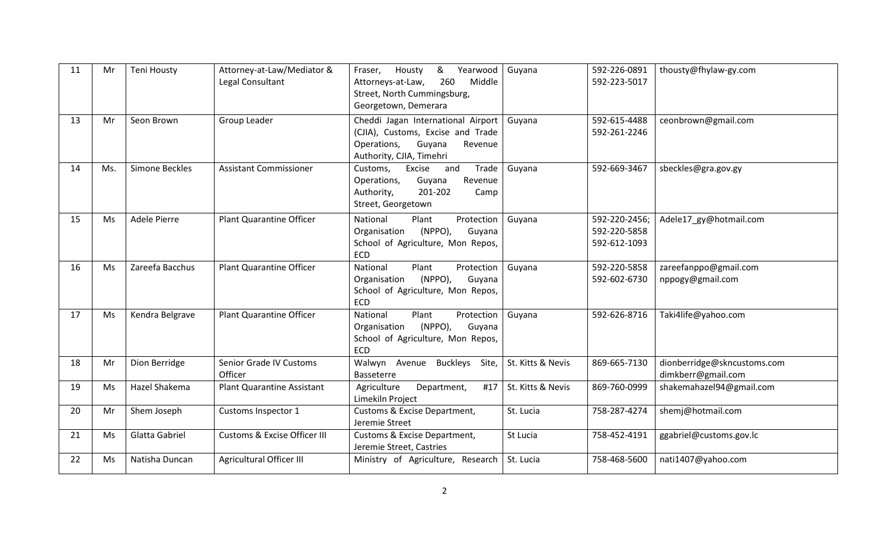| 11 | Mr | Teni Housty | Attorney-at-Law/Mediator & Legal Consultant | Fraser, Housty & Yearwood Attorneys-at-Law, 260 Middle Street, North Cummingsburg, Georgetown, Demerara | Guyana | 592-226-0891<br>592-223-5017 | thousty@fhylaw-gy.com |
|---|---|---|---|---|---|---|---|
| 13 | Mr | Seon Brown | Group Leader | Cheddi Jagan International Airport (CJIA), Customs, Excise and Trade Operations, Guyana Revenue Authority, CJIA, Timehri | Guyana | 592-615-4488<br>592-261-2246 | ceonbrown@gmail.com |
| 14 | Ms. | Simone Beckles | Assistant Commissioner | Customs, Excise and Trade Operations, Guyana Revenue Authority, 201-202 Camp Street, Georgetown | Guyana | 592-669-3467 | sbeckles@gra.gov.gy |
| 15 | Ms | Adele Pierre | Plant Quarantine Officer | National Plant Protection Organisation (NPPO), Guyana School of Agriculture, Mon Repos, ECD | Guyana | 592-220-2456;<br>592-220-5858<br>592-612-1093 | Adele17_gy@hotmail.com |
| 16 | Ms | Zareefa Bacchus | Plant Quarantine Officer | National Plant Protection Organisation (NPPO), Guyana School of Agriculture, Mon Repos, ECD | Guyana | 592-220-5858<br>592-602-6730 | zareefanppo@gmail.com<br>nppogy@gmail.com |
| 17 | Ms | Kendra Belgrave | Plant Quarantine Officer | National Plant Protection Organisation (NPPO), Guyana School of Agriculture, Mon Repos, ECD | Guyana | 592-626-8716 | Taki4life@yahoo.com |
| 18 | Mr | Dion Berridge | Senior Grade IV Customs Officer | Walwyn Avenue Buckleys Site, Basseterre | St. Kitts & Nevis | 869-665-7130 | dionberridge@skncustoms.com<br>dimkberr@gmail.com |
| 19 | Ms | Hazel Shakema | Plant Quarantine Assistant | Agriculture Department, #17 Limekiln Project | St. Kitts & Nevis | 869-760-0999 | shakemahazel94@gmail.com |
| 20 | Mr | Shem Joseph | Customs Inspector 1 | Customs & Excise Department, Jeremie Street | St. Lucia | 758-287-4274 | shemj@hotmail.com |
| 21 | Ms | Glatta Gabriel | Customs & Excise Officer III | Customs & Excise Department, Jeremie Street, Castries | St Lucia | 758-452-4191 | ggabriel@customs.gov.lc |
| 22 | Ms | Natisha Duncan | Agricultural Officer III | Ministry of Agriculture, Research | St. Lucia | 758-468-5600 | nati1407@yahoo.com |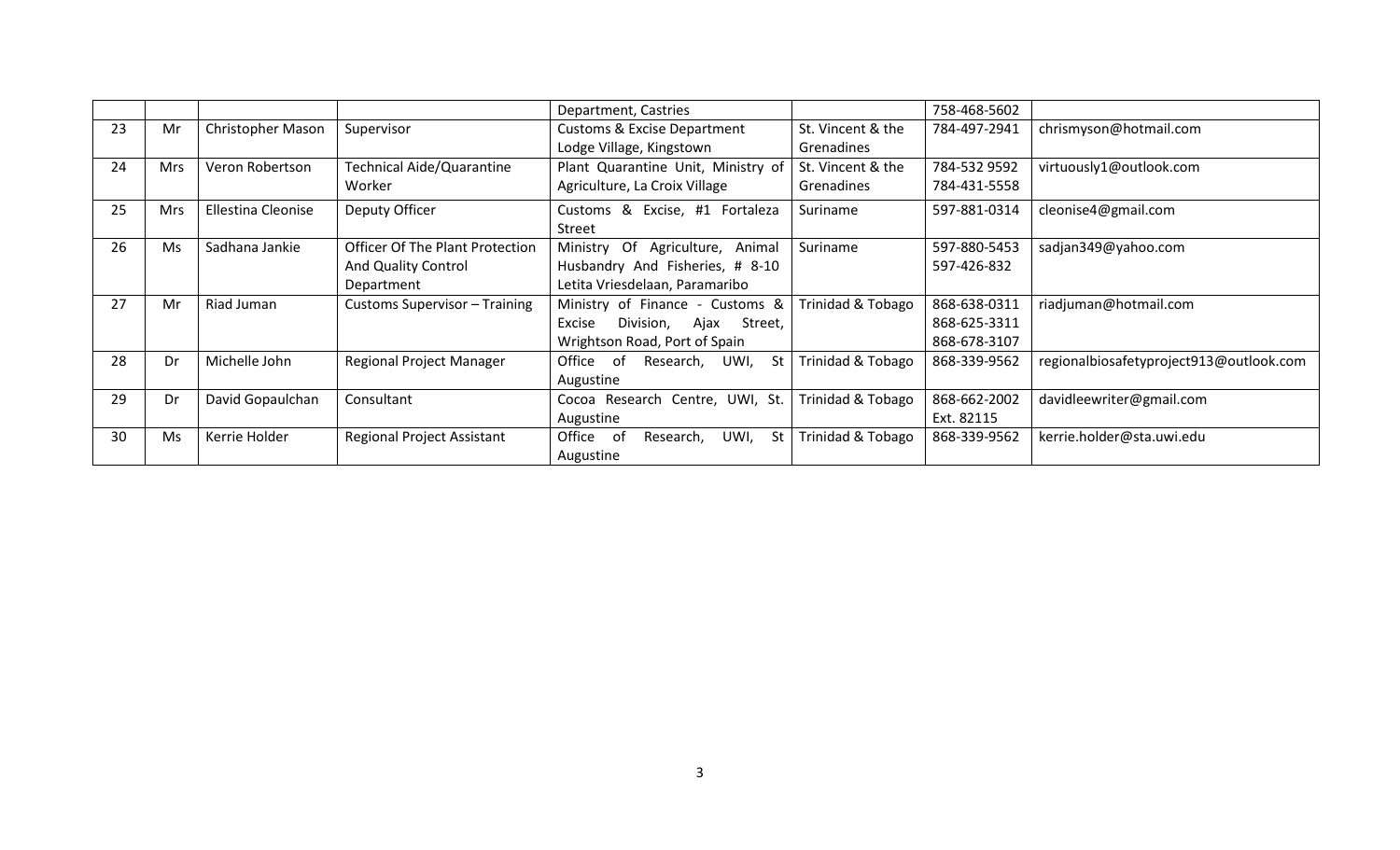| | | | | | | | |
|---|---|---|---|---|---|---|---|
| | | | | Department, Castries | | 758-468-5602 | |
| 23 | Mr | Christopher Mason | Supervisor | Customs & Excise Department Lodge Village, Kingstown | St. Vincent & the Grenadines | 784-497-2941 | chrismyson@hotmail.com |
| 24 | Mrs | Veron Robertson | Technical Aide/Quarantine Worker | Plant Quarantine Unit, Ministry of Agriculture, La Croix Village | St. Vincent & the Grenadines | 784-532 9592 784-431-5558 | virtuously1@outlook.com |
| 25 | Mrs | Ellestina Cleonise | Deputy Officer | Customs & Excise, #1 Fortaleza Street | Suriname | 597-881-0314 | cleonise4@gmail.com |
| 26 | Ms | Sadhana Jankie | Officer Of The Plant Protection And Quality Control Department | Ministry Of Agriculture, Animal Husbandry And Fisheries, # 8-10 Letita Vriesdelaan, Paramaribo | Suriname | 597-880-5453 597-426-832 | sadjan349@yahoo.com |
| 27 | Mr | Riad Juman | Customs Supervisor – Training | Ministry of Finance - Customs & Excise Division, Ajax Street, Wrightson Road, Port of Spain | Trinidad & Tobago | 868-638-0311 868-625-3311 868-678-3107 | riadjuman@hotmail.com |
| 28 | Dr | Michelle John | Regional Project Manager | Office of Research, UWI, St Augustine | Trinidad & Tobago | 868-339-9562 | regionalbiosafetyproject913@outlook.com |
| 29 | Dr | David Gopaulchan | Consultant | Cocoa Research Centre, UWI, St. Augustine | Trinidad & Tobago | 868-662-2002 Ext. 82115 | davidleewriter@gmail.com |
| 30 | Ms | Kerrie Holder | Regional Project Assistant | Office of Research, UWI, St Augustine | Trinidad & Tobago | 868-339-9562 | kerrie.holder@sta.uwi.edu |